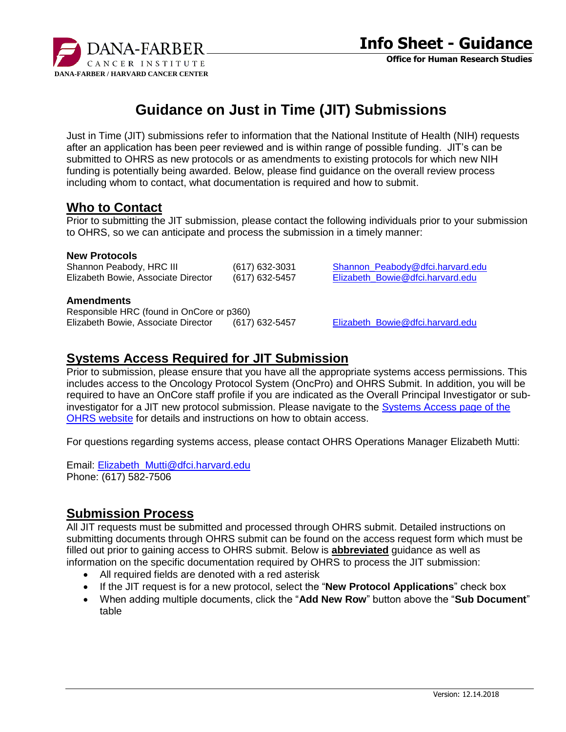# Guidance on Just in Time (JIT) Submissions

Just in Time (JIT) submissions refer to information that the National Institute of Health (NIH) requests after an application has been peer reviewed and is within range of possible funding. JIT's can be submitted to OHRS as new protocols or as amendments to existing protocols for which new NIH funding is potentially being awarded. Below, please find guidance on the overall review process including whom to contact, what documentation is required and how to submit.

## Who to Contact

Prior to submitting the JIT submission, please contact the following individuals prior to your submission to OHRS, so we can anticipate and process the submission in a timely manner:

**New Protocols**

| | | |
|---|---|---|
| Shannon Peabody, HRC III | (617) 632-3031 | Shannon_Peabody@dfci.harvard.edu |
| Elizabeth Bowie, Associate Director | (617) 632-5457 | Elizabeth_Bowie@dfci.harvard.edu |

**Amendments**

Responsible HRC (found in OnCore or p360)

| | | |
|---|---|---|
| Elizabeth Bowie, Associate Director | (617) 632-5457 | Elizabeth_Bowie@dfci.harvard.edu |

## Systems Access Required for JIT Submission

Prior to submission, please ensure that you have all the appropriate systems access permissions. This includes access to the Oncology Protocol System (OncPro) and OHRS Submit. In addition, you will be required to have an OnCore staff profile if you are indicated as the Overall Principal Investigator or sub-investigator for a JIT new protocol submission. Please navigate to the Systems Access page of the OHRS website for details and instructions on how to obtain access.

For questions regarding systems access, please contact OHRS Operations Manager Elizabeth Mutti:

Email: Elizabeth_Mutti@dfci.harvard.edu
Phone: (617) 582-7506

## Submission Process

All JIT requests must be submitted and processed through OHRS submit. Detailed instructions on submitting documents through OHRS submit can be found on the access request form which must be filled out prior to gaining access to OHRS submit. Below is **abbreviated** guidance as well as information on the specific documentation required by OHRS to process the JIT submission:

- All required fields are denoted with a red asterisk
- If the JIT request is for a new protocol, select the "**New Protocol Applications**" check box
- When adding multiple documents, click the "**Add New Row**" button above the "**Sub Document**" table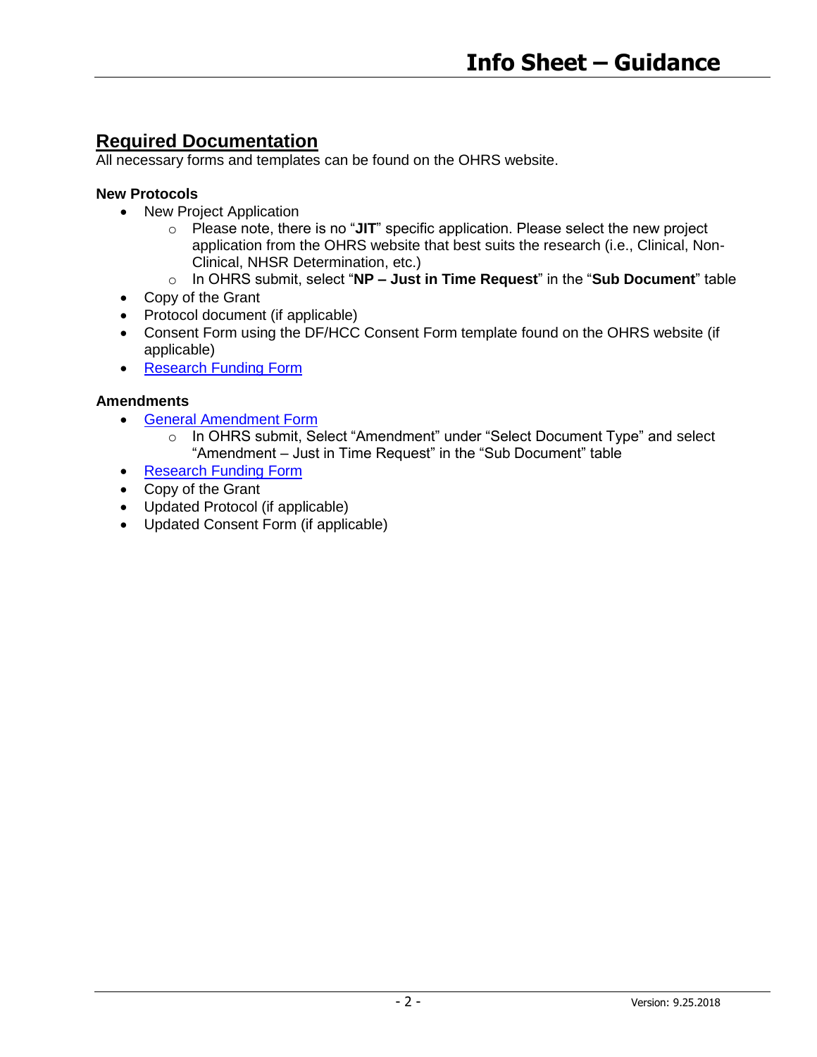## Required Documentation

All necessary forms and templates can be found on the OHRS website.

**New Protocols**

- New Project Application
  - Please note, there is no "**JIT**" specific application. Please select the new project application from the OHRS website that best suits the research (i.e., Clinical, Non-Clinical, NHSR Determination, etc.)
  - In OHRS submit, select "**NP – Just in Time Request**" in the "**Sub Document**" table
- Copy of the Grant
- Protocol document (if applicable)
- Consent Form using the DF/HCC Consent Form template found on the OHRS website (if applicable)
- Research Funding Form

**Amendments**

- General Amendment Form
  - In OHRS submit, Select "Amendment" under "Select Document Type" and select "Amendment – Just in Time Request" in the "Sub Document" table
- Research Funding Form
- Copy of the Grant
- Updated Protocol (if applicable)
- Updated Consent Form (if applicable)